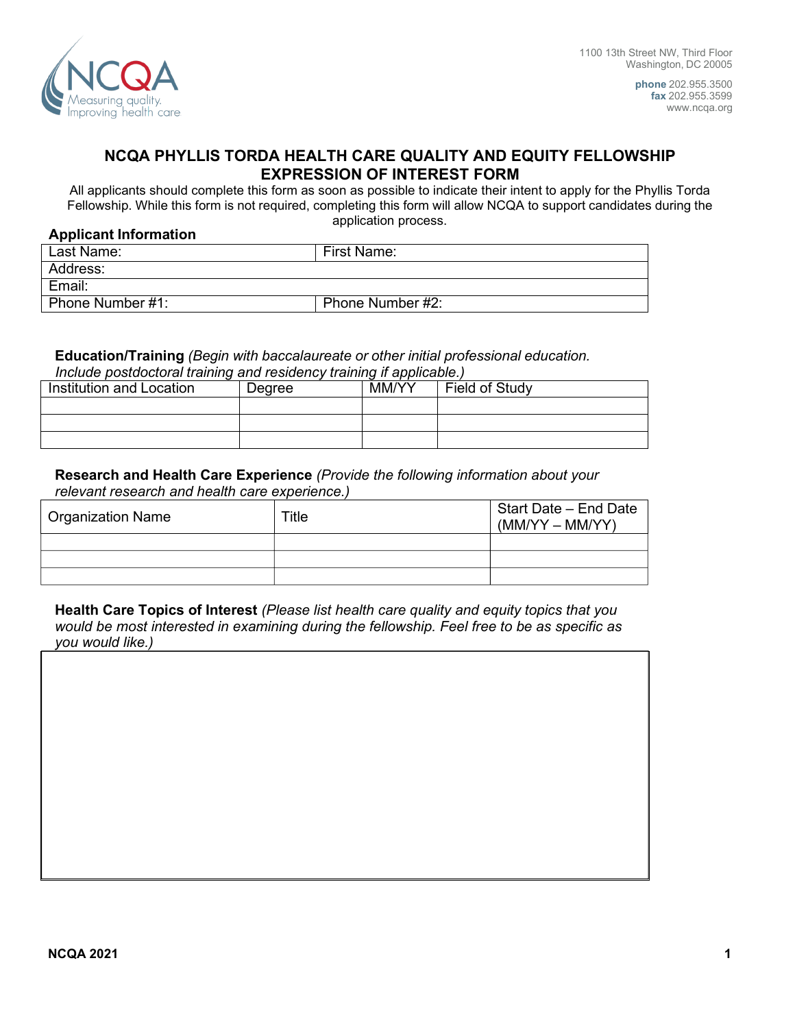1100 13th Street NW, Third Floor
Washington, DC 20005

**phone** 202.955.3500
**fax** 202.955.3599
www.ncqa.org

# NCQA PHYLLIS TORDA HEALTH CARE QUALITY AND EQUITY FELLOWSHIP EXPRESSION OF INTEREST FORM

All applicants should complete this form as soon as possible to indicate their intent to apply for the Phyllis Torda Fellowship. While this form is not required, completing this form will allow NCQA to support candidates during the application process.

**Applicant Information**

| Last Name: | First Name: |
|---|---|
| Address: | |
| Email: | |
| Phone Number #1: | Phone Number #2: |

**Education/Training** *(Begin with baccalaureate or other initial professional education. Include postdoctoral training and residency training if applicable.)*

| Institution and Location | Degree | MM/YY | Field of Study |
|---|---|---|---|
| | | | |
| | | | |
| | | | |

**Research and Health Care Experience** *(Provide the following information about your relevant research and health care experience.)*

| Organization Name | Title | Start Date – End Date (MM/YY – MM/YY) |
|---|---|---|
| | | |
| | | |
| | | |

**Health Care Topics of Interest** *(Please list health care quality and equity topics that you would be most interested in examining during the fellowship. Feel free to be as specific as you would like.)*

| |
|---|
| |

NCQA 2021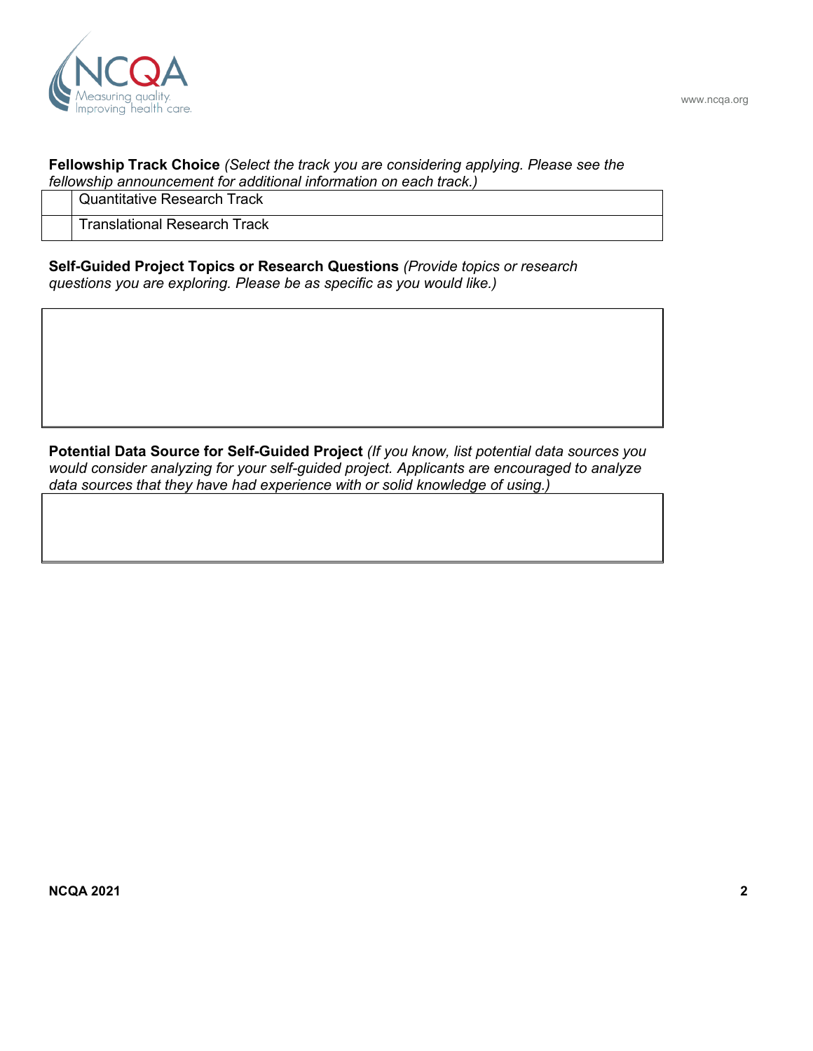**Fellowship Track Choice** *(Select the track you are considering applying. Please see the fellowship announcement for additional information on each track.)*

| | |
|---|---|
| | Quantitative Research Track |
| | Translational Research Track |

**Self-Guided Project Topics or Research Questions** *(Provide topics or research questions you are exploring. Please be as specific as you would like.)*

| |
|---|
| |

**Potential Data Source for Self-Guided Project** *(If you know, list potential data sources you would consider analyzing for your self-guided project. Applicants are encouraged to analyze data sources that they have had experience with or solid knowledge of using.)*

| |
|---|
| |